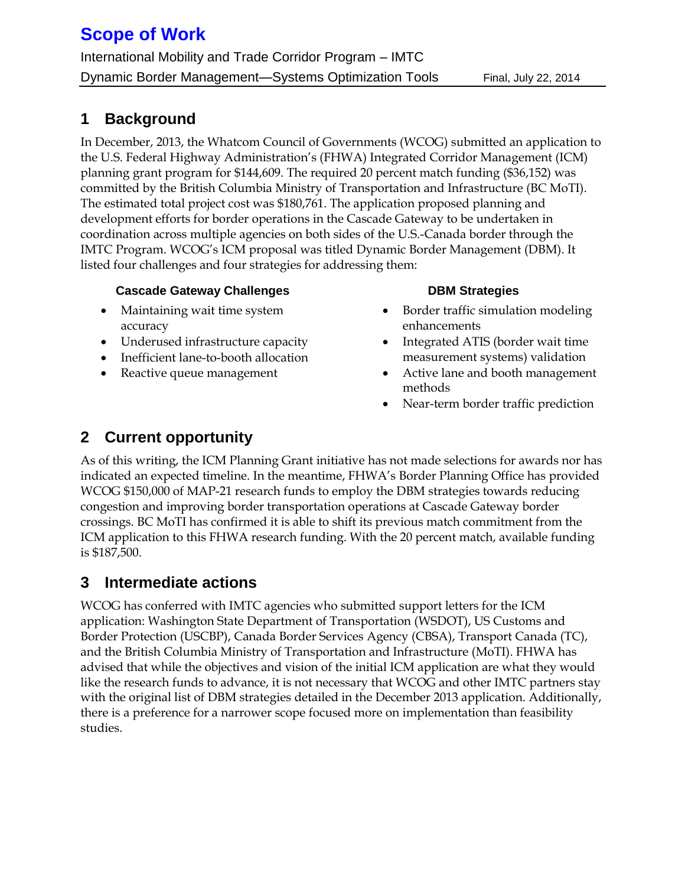# Scope of Work

International Mobility and Trade Corridor Program – IMTC

Dynamic Border Management—Systems Optimization Tools Final, July 22, 2014

## 1 Background

In December, 2013, the Whatcom Council of Governments (WCOG) submitted an application to the U.S. Federal Highway Administration's (FHWA) Integrated Corridor Management (ICM) planning grant program for $144,609. The required 20 percent match funding ($36,152) was committed by the British Columbia Ministry of Transportation and Infrastructure (BC MoTI). The estimated total project cost was $180,761. The application proposed planning and development efforts for border operations in the Cascade Gateway to be undertaken in coordination across multiple agencies on both sides of the U.S.-Canada border through the IMTC Program. WCOG's ICM proposal was titled Dynamic Border Management (DBM). It listed four challenges and four strategies for addressing them:

**Cascade Gateway Challenges**

- Maintaining wait time system accuracy
- Underused infrastructure capacity
- Inefficient lane-to-booth allocation
- Reactive queue management

**DBM Strategies**

- Border traffic simulation modeling enhancements
- Integrated ATIS (border wait time measurement systems) validation
- Active lane and booth management methods
- Near-term border traffic prediction

## 2 Current opportunity

As of this writing, the ICM Planning Grant initiative has not made selections for awards nor has indicated an expected timeline. In the meantime, FHWA's Border Planning Office has provided WCOG $150,000 of MAP-21 research funds to employ the DBM strategies towards reducing congestion and improving border transportation operations at Cascade Gateway border crossings. BC MoTI has confirmed it is able to shift its previous match commitment from the ICM application to this FHWA research funding. With the 20 percent match, available funding is $187,500.

## 3 Intermediate actions

WCOG has conferred with IMTC agencies who submitted support letters for the ICM application: Washington State Department of Transportation (WSDOT), US Customs and Border Protection (USCBP), Canada Border Services Agency (CBSA), Transport Canada (TC), and the British Columbia Ministry of Transportation and Infrastructure (MoTI). FHWA has advised that while the objectives and vision of the initial ICM application are what they would like the research funds to advance, it is not necessary that WCOG and other IMTC partners stay with the original list of DBM strategies detailed in the December 2013 application. Additionally, there is a preference for a narrower scope focused more on implementation than feasibility studies.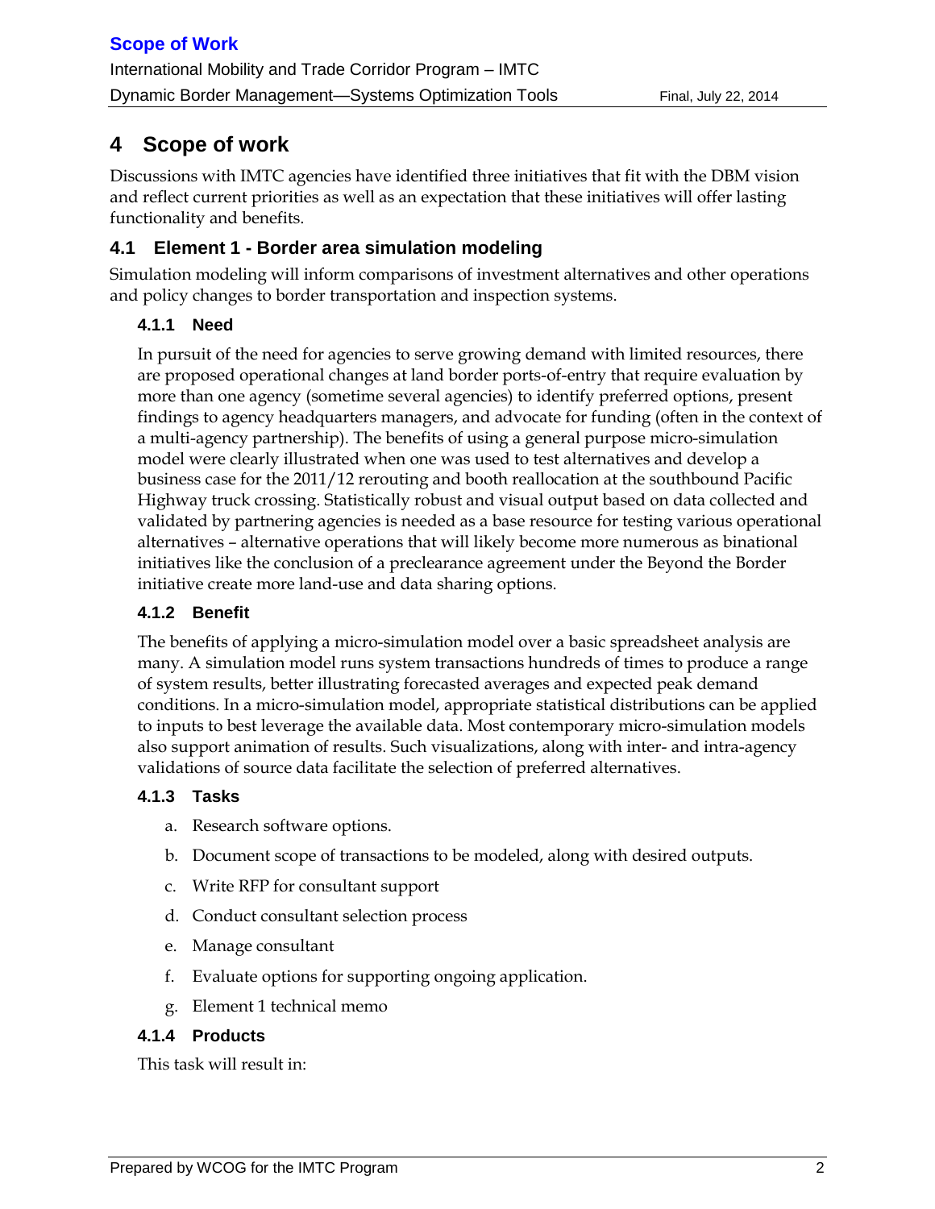# 4 Scope of work

Discussions with IMTC agencies have identified three initiatives that fit with the DBM vision and reflect current priorities as well as an expectation that these initiatives will offer lasting functionality and benefits.

## 4.1 Element 1 - Border area simulation modeling

Simulation modeling will inform comparisons of investment alternatives and other operations and policy changes to border transportation and inspection systems.

### 4.1.1 Need

In pursuit of the need for agencies to serve growing demand with limited resources, there are proposed operational changes at land border ports-of-entry that require evaluation by more than one agency (sometime several agencies) to identify preferred options, present findings to agency headquarters managers, and advocate for funding (often in the context of a multi-agency partnership). The benefits of using a general purpose micro-simulation model were clearly illustrated when one was used to test alternatives and develop a business case for the 2011/12 rerouting and booth reallocation at the southbound Pacific Highway truck crossing. Statistically robust and visual output based on data collected and validated by partnering agencies is needed as a base resource for testing various operational alternatives – alternative operations that will likely become more numerous as binational initiatives like the conclusion of a preclearance agreement under the Beyond the Border initiative create more land-use and data sharing options.

### 4.1.2 Benefit

The benefits of applying a micro-simulation model over a basic spreadsheet analysis are many. A simulation model runs system transactions hundreds of times to produce a range of system results, better illustrating forecasted averages and expected peak demand conditions. In a micro-simulation model, appropriate statistical distributions can be applied to inputs to best leverage the available data. Most contemporary micro-simulation models also support animation of results. Such visualizations, along with inter- and intra-agency validations of source data facilitate the selection of preferred alternatives.

### 4.1.3 Tasks

a. Research software options.
b. Document scope of transactions to be modeled, along with desired outputs.
c. Write RFP for consultant support
d. Conduct consultant selection process
e. Manage consultant
f. Evaluate options for supporting ongoing application.
g. Element 1 technical memo

### 4.1.4 Products

This task will result in: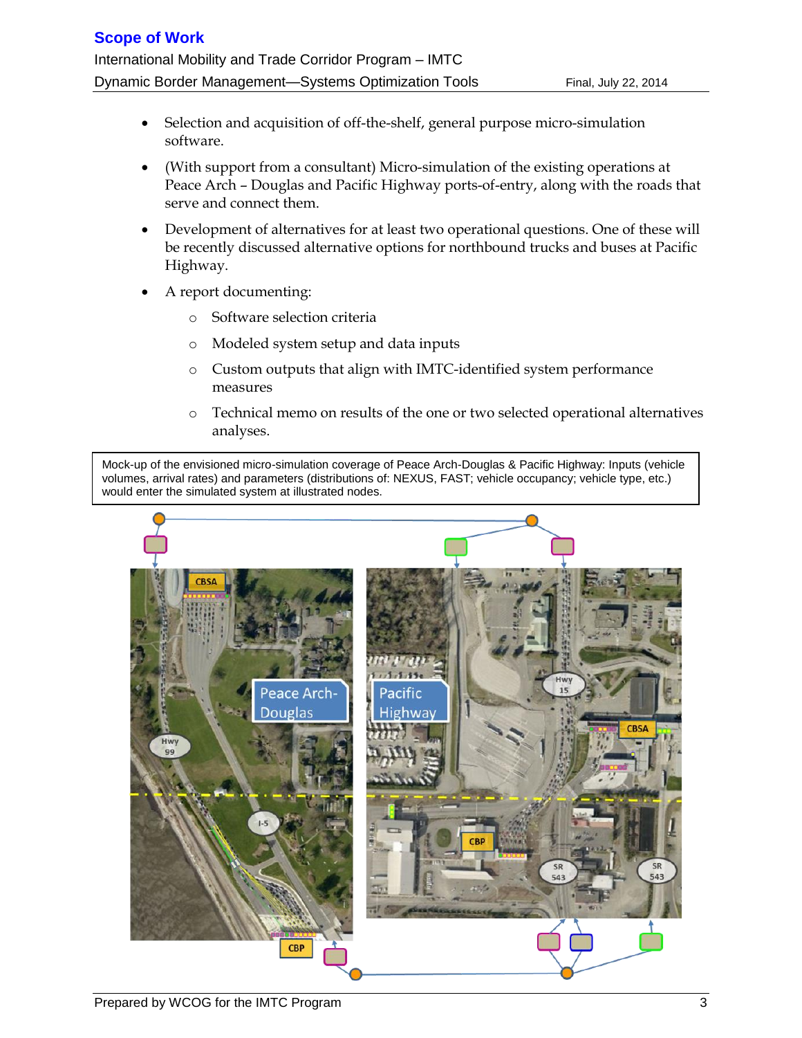- Selection and acquisition of off-the-shelf, general purpose micro-simulation software.
- (With support from a consultant) Micro-simulation of the existing operations at Peace Arch – Douglas and Pacific Highway ports-of-entry, along with the roads that serve and connect them.
- Development of alternatives for at least two operational questions. One of these will be recently discussed alternative options for northbound trucks and buses at Pacific Highway.
- A report documenting:
  - Software selection criteria
  - Modeled system setup and data inputs
  - Custom outputs that align with IMTC-identified system performance measures
  - Technical memo on results of the one or two selected operational alternatives analyses.

Mock-up of the envisioned micro-simulation coverage of Peace Arch-Douglas & Pacific Highway: Inputs (vehicle volumes, arrival rates) and parameters (distributions of: NEXUS, FAST; vehicle occupancy; vehicle type, etc.) would enter the simulated system at illustrated nodes.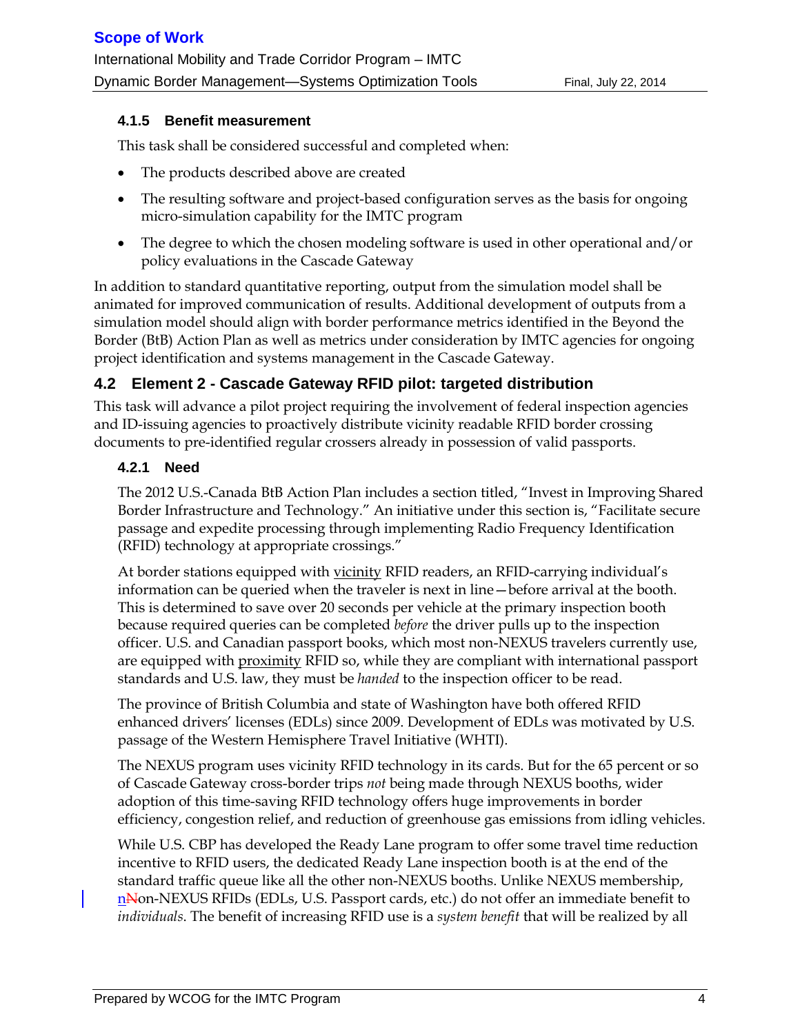#### 4.1.5 Benefit measurement

This task shall be considered successful and completed when:

- The products described above are created
- The resulting software and project-based configuration serves as the basis for ongoing micro-simulation capability for the IMTC program
- The degree to which the chosen modeling software is used in other operational and/or policy evaluations in the Cascade Gateway

In addition to standard quantitative reporting, output from the simulation model shall be animated for improved communication of results. Additional development of outputs from a simulation model should align with border performance metrics identified in the Beyond the Border (BtB) Action Plan as well as metrics under consideration by IMTC agencies for ongoing project identification and systems management in the Cascade Gateway.

### 4.2 Element 2 - Cascade Gateway RFID pilot: targeted distribution

This task will advance a pilot project requiring the involvement of federal inspection agencies and ID-issuing agencies to proactively distribute vicinity readable RFID border crossing documents to pre-identified regular crossers already in possession of valid passports.

#### 4.2.1 Need

The 2012 U.S.-Canada BtB Action Plan includes a section titled, "Invest in Improving Shared Border Infrastructure and Technology." An initiative under this section is, "Facilitate secure passage and expedite processing through implementing Radio Frequency Identification (RFID) technology at appropriate crossings."

At border stations equipped with vicinity RFID readers, an RFID-carrying individual's information can be queried when the traveler is next in line—before arrival at the booth. This is determined to save over 20 seconds per vehicle at the primary inspection booth because required queries can be completed *before* the driver pulls up to the inspection officer. U.S. and Canadian passport books, which most non-NEXUS travelers currently use, are equipped with proximity RFID so, while they are compliant with international passport standards and U.S. law, they must be *handed* to the inspection officer to be read.

The province of British Columbia and state of Washington have both offered RFID enhanced drivers' licenses (EDLs) since 2009. Development of EDLs was motivated by U.S. passage of the Western Hemisphere Travel Initiative (WHTI).

The NEXUS program uses vicinity RFID technology in its cards. But for the 65 percent or so of Cascade Gateway cross-border trips *not* being made through NEXUS booths, wider adoption of this time-saving RFID technology offers huge improvements in border efficiency, congestion relief, and reduction of greenhouse gas emissions from idling vehicles.

While U.S. CBP has developed the Ready Lane program to offer some travel time reduction incentive to RFID users, the dedicated Ready Lane inspection booth is at the end of the standard traffic queue like all the other non-NEXUS booths. Unlike NEXUS membership, non-NEXUS RFIDs (EDLs, U.S. Passport cards, etc.) do not offer an immediate benefit to *individuals*. The benefit of increasing RFID use is a *system benefit* that will be realized by all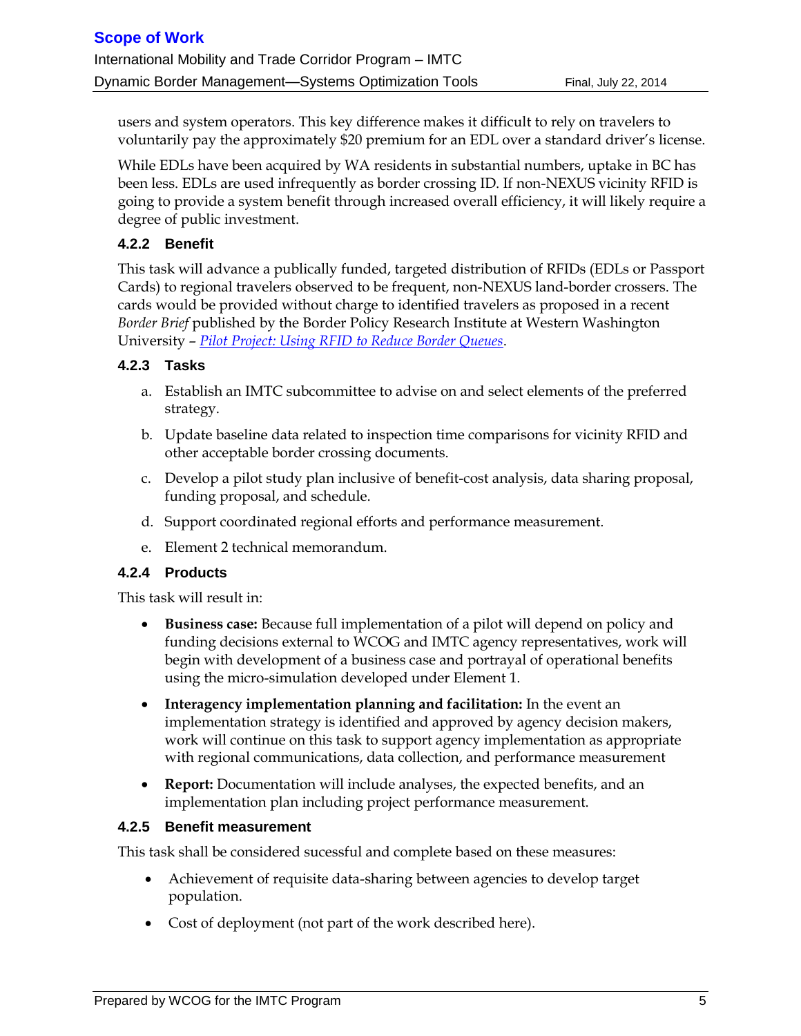users and system operators. This key difference makes it difficult to rely on travelers to voluntarily pay the approximately $20 premium for an EDL over a standard driver's license.

While EDLs have been acquired by WA residents in substantial numbers, uptake in BC has been less. EDLs are used infrequently as border crossing ID. If non-NEXUS vicinity RFID is going to provide a system benefit through increased overall efficiency, it will likely require a degree of public investment.

### 4.2.2 Benefit

This task will advance a publically funded, targeted distribution of RFIDs (EDLs or Passport Cards) to regional travelers observed to be frequent, non-NEXUS land-border crossers. The cards would be provided without charge to identified travelers as proposed in a recent *Border Brief* published by the Border Policy Research Institute at Western Washington University – *Pilot Project: Using RFID to Reduce Border Queues*.

### 4.2.3 Tasks

a. Establish an IMTC subcommittee to advise on and select elements of the preferred strategy.

b. Update baseline data related to inspection time comparisons for vicinity RFID and other acceptable border crossing documents.

c. Develop a pilot study plan inclusive of benefit-cost analysis, data sharing proposal, funding proposal, and schedule.

d. Support coordinated regional efforts and performance measurement.

e. Element 2 technical memorandum.

### 4.2.4 Products

This task will result in:

- **Business case:** Because full implementation of a pilot will depend on policy and funding decisions external to WCOG and IMTC agency representatives, work will begin with development of a business case and portrayal of operational benefits using the micro-simulation developed under Element 1.
- **Interagency implementation planning and facilitation:** In the event an implementation strategy is identified and approved by agency decision makers, work will continue on this task to support agency implementation as appropriate with regional communications, data collection, and performance measurement
- **Report:** Documentation will include analyses, the expected benefits, and an implementation plan including project performance measurement.

### 4.2.5 Benefit measurement

This task shall be considered sucessful and complete based on these measures:

- Achievement of requisite data-sharing between agencies to develop target population.
- Cost of deployment (not part of the work described here).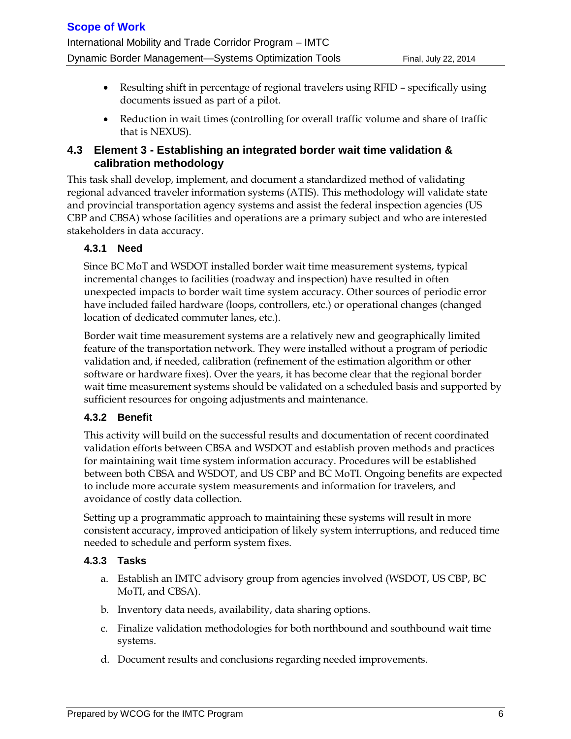- Resulting shift in percentage of regional travelers using RFID – specifically using documents issued as part of a pilot.
- Reduction in wait times (controlling for overall traffic volume and share of traffic that is NEXUS).

## 4.3 Element 3 - Establishing an integrated border wait time validation & calibration methodology

This task shall develop, implement, and document a standardized method of validating regional advanced traveler information systems (ATIS). This methodology will validate state and provincial transportation agency systems and assist the federal inspection agencies (US CBP and CBSA) whose facilities and operations are a primary subject and who are interested stakeholders in data accuracy.

### 4.3.1 Need

Since BC MoT and WSDOT installed border wait time measurement systems, typical incremental changes to facilities (roadway and inspection) have resulted in often unexpected impacts to border wait time system accuracy. Other sources of periodic error have included failed hardware (loops, controllers, etc.) or operational changes (changed location of dedicated commuter lanes, etc.).

Border wait time measurement systems are a relatively new and geographically limited feature of the transportation network. They were installed without a program of periodic validation and, if needed, calibration (refinement of the estimation algorithm or other software or hardware fixes). Over the years, it has become clear that the regional border wait time measurement systems should be validated on a scheduled basis and supported by sufficient resources for ongoing adjustments and maintenance.

### 4.3.2 Benefit

This activity will build on the successful results and documentation of recent coordinated validation efforts between CBSA and WSDOT and establish proven methods and practices for maintaining wait time system information accuracy. Procedures will be established between both CBSA and WSDOT, and US CBP and BC MoTI. Ongoing benefits are expected to include more accurate system measurements and information for travelers, and avoidance of costly data collection.

Setting up a programmatic approach to maintaining these systems will result in more consistent accuracy, improved anticipation of likely system interruptions, and reduced time needed to schedule and perform system fixes.

### 4.3.3 Tasks

a. Establish an IMTC advisory group from agencies involved (WSDOT, US CBP, BC MoTI, and CBSA).

b. Inventory data needs, availability, data sharing options.

c. Finalize validation methodologies for both northbound and southbound wait time systems.

d. Document results and conclusions regarding needed improvements.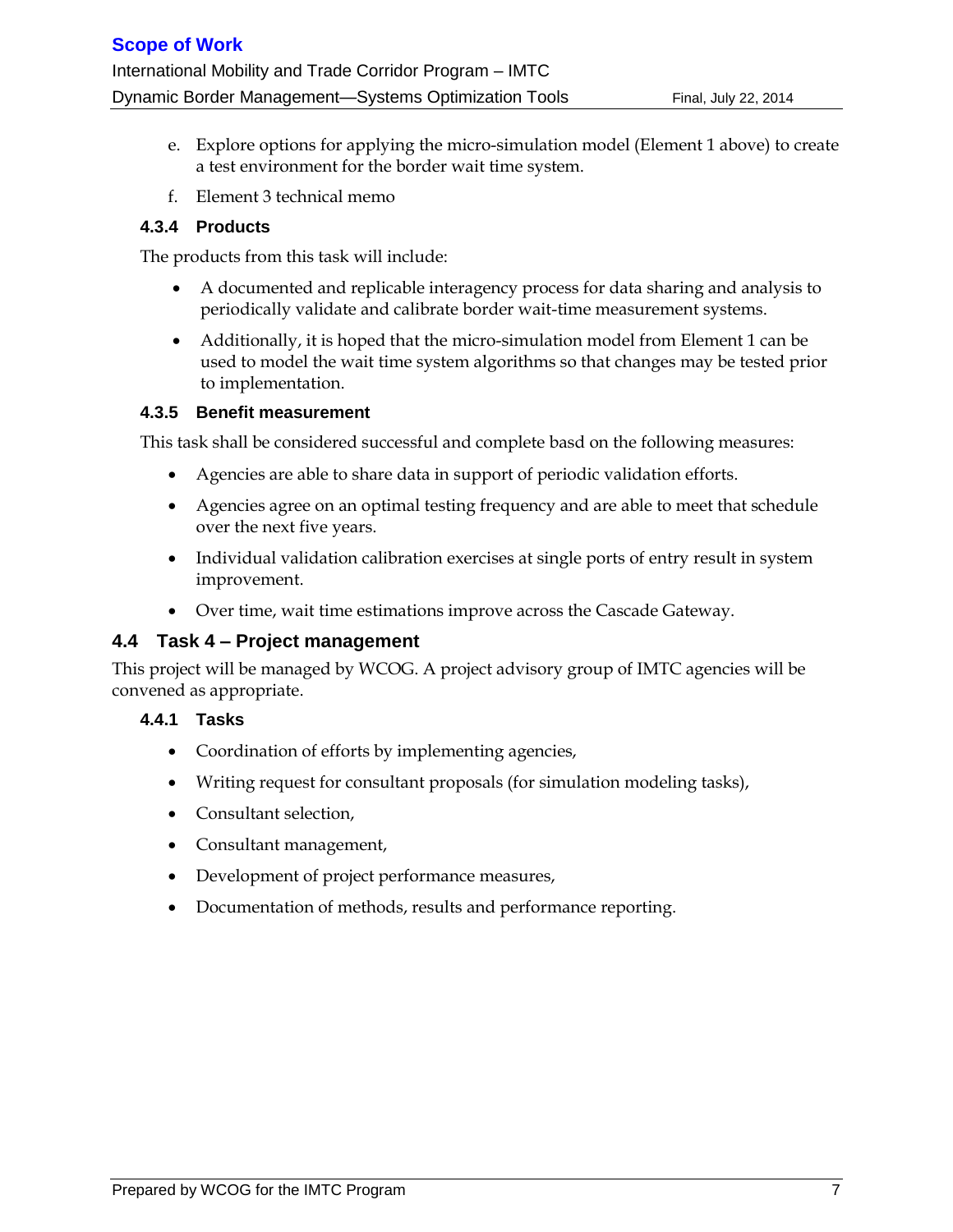e. Explore options for applying the micro-simulation model (Element 1 above) to create a test environment for the border wait time system.

f. Element 3 technical memo

#### 4.3.4 Products

The products from this task will include:

- A documented and replicable interagency process for data sharing and analysis to periodically validate and calibrate border wait-time measurement systems.
- Additionally, it is hoped that the micro-simulation model from Element 1 can be used to model the wait time system algorithms so that changes may be tested prior to implementation.

#### 4.3.5 Benefit measurement

This task shall be considered successful and complete basd on the following measures:

- Agencies are able to share data in support of periodic validation efforts.
- Agencies agree on an optimal testing frequency and are able to meet that schedule over the next five years.
- Individual validation calibration exercises at single ports of entry result in system improvement.
- Over time, wait time estimations improve across the Cascade Gateway.

### 4.4 Task 4 – Project management

This project will be managed by WCOG. A project advisory group of IMTC agencies will be convened as appropriate.

#### 4.4.1 Tasks

- Coordination of efforts by implementing agencies,
- Writing request for consultant proposals (for simulation modeling tasks),
- Consultant selection,
- Consultant management,
- Development of project performance measures,
- Documentation of methods, results and performance reporting.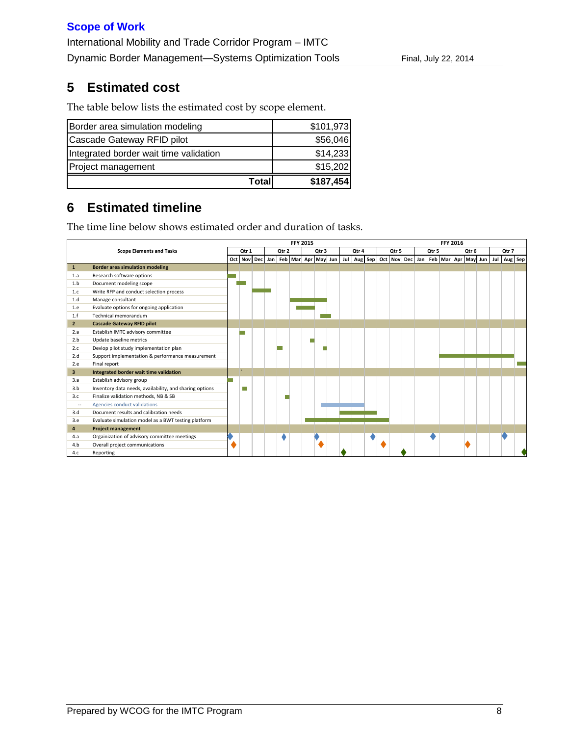## 5 Estimated cost

The table below lists the estimated cost by scope element.

| | |
|---|---|
| Border area simulation modeling | $101,973 |
| Cascade Gateway RFID pilot | $56,046 |
| Integrated border wait time validation | $14,233 |
| Project management | $15,202 |
| **Total** | **$187,454** |

## 6 Estimated timeline

The time line below shows estimated order and duration of tasks.

Scope Elements and Tasks

FFY 2015

FFY 2016

Qtr 1 Qtr 2 Qtr 3 Qtr 4 Qtr 5 Qtr 5 Qtr 6 Qtr 7

Oct Nov Dec Jan Feb Mar Apr May Jun Jul Aug Sep Oct Nov Dec Jan Feb Mar Apr May Jun Jul Aug Sep

1 Border area simulation modeling

1.a Research software options

1.b Document modeling scope

1.c Write RFP and conduct selection process

1.d Manage consultant

1.e Evaluate options for ongoing application

1.f Technical memorandum

2 Cascade Gateway RFID pilot

2.a Establish IMTC advisory committee

2.b Update baseline metrics

2.c Devlop pilot study implementation plan

2.d Support implementation & performance measurement

2.e Final report

3 Integrated border wait time validation

3.a Establish advisory group

3.b Inventory data needs, availability, and sharing options

3.c Finalize validation methods, NB & SB

-- Agencies conduct validations

3.d Document results and calibration needs

3.e Evaluate simulation model as a BWT testing platform

4 Project management

4.a Orgainization of advisory committee meetings

4.b Overall project communications

4.c Reporting